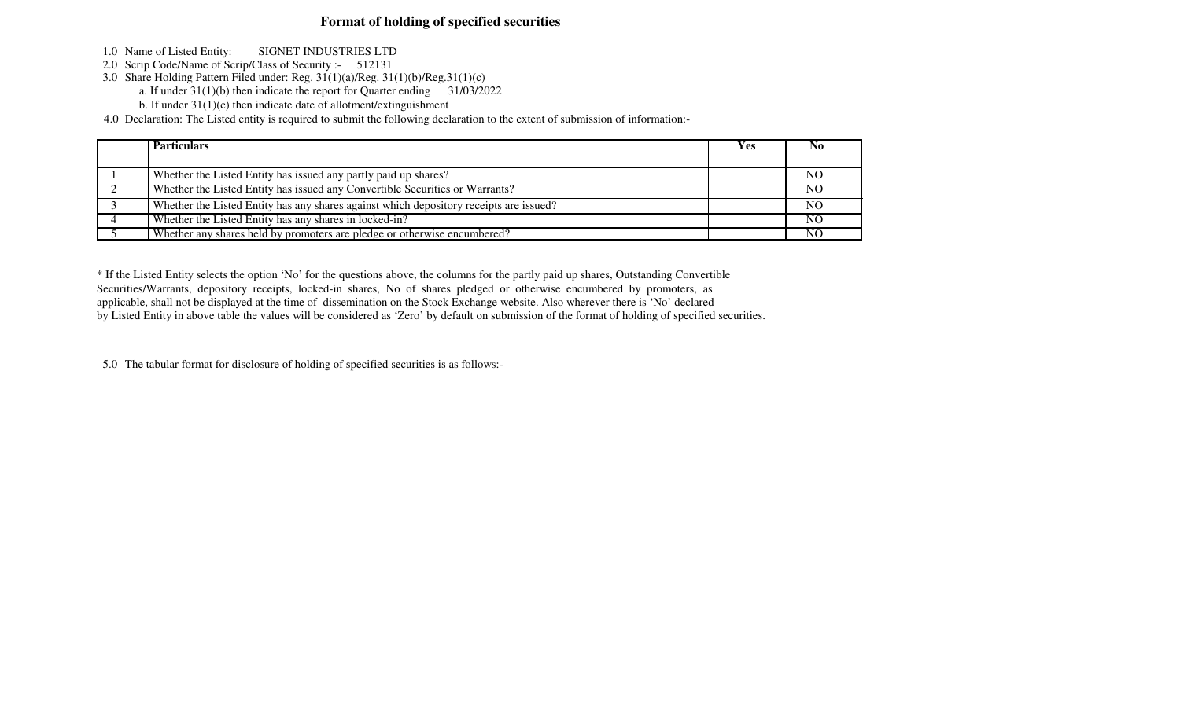# Format of holding of specified securities

1.0 Name of Listed Entity: SIGNET INDUSTRIES LTD

2.0 Scrip Code/Name of Scrip/Class of Security :- 512131

3.0 Share Holding Pattern Filed under: Reg. 31(1)(a)/Reg. 31(1)(b)/Reg.31(1)(c)

a. If under 31(1)(b) then indicate the report for Quarter ending 31/03/2022

b. If under 31(1)(c) then indicate date of allotment/extinguishment

4.0 Declaration: The Listed entity is required to submit the following declaration to the extent of submission of information:-

| | **Particulars** | **Yes** | **No** |
|---|---|---|---|
| 1 | Whether the Listed Entity has issued any partly paid up shares? | | NO |
| 2 | Whether the Listed Entity has issued any Convertible Securities or Warrants? | | NO |
| 3 | Whether the Listed Entity has any shares against which depository receipts are issued? | | NO |
| 4 | Whether the Listed Entity has any shares in locked-in? | | NO |
| 5 | Whether any shares held by promoters are pledge or otherwise encumbered? | | NO |

* If the Listed Entity selects the option 'No' for the questions above, the columns for the partly paid up shares, Outstanding Convertible Securities/Warrants, depository receipts, locked-in shares, No of shares pledged or otherwise encumbered by promoters, as applicable, shall not be displayed at the time of dissemination on the Stock Exchange website. Also wherever there is 'No' declared by Listed Entity in above table the values will be considered as 'Zero' by default on submission of the format of holding of specified securities.

5.0 The tabular format for disclosure of holding of specified securities is as follows:-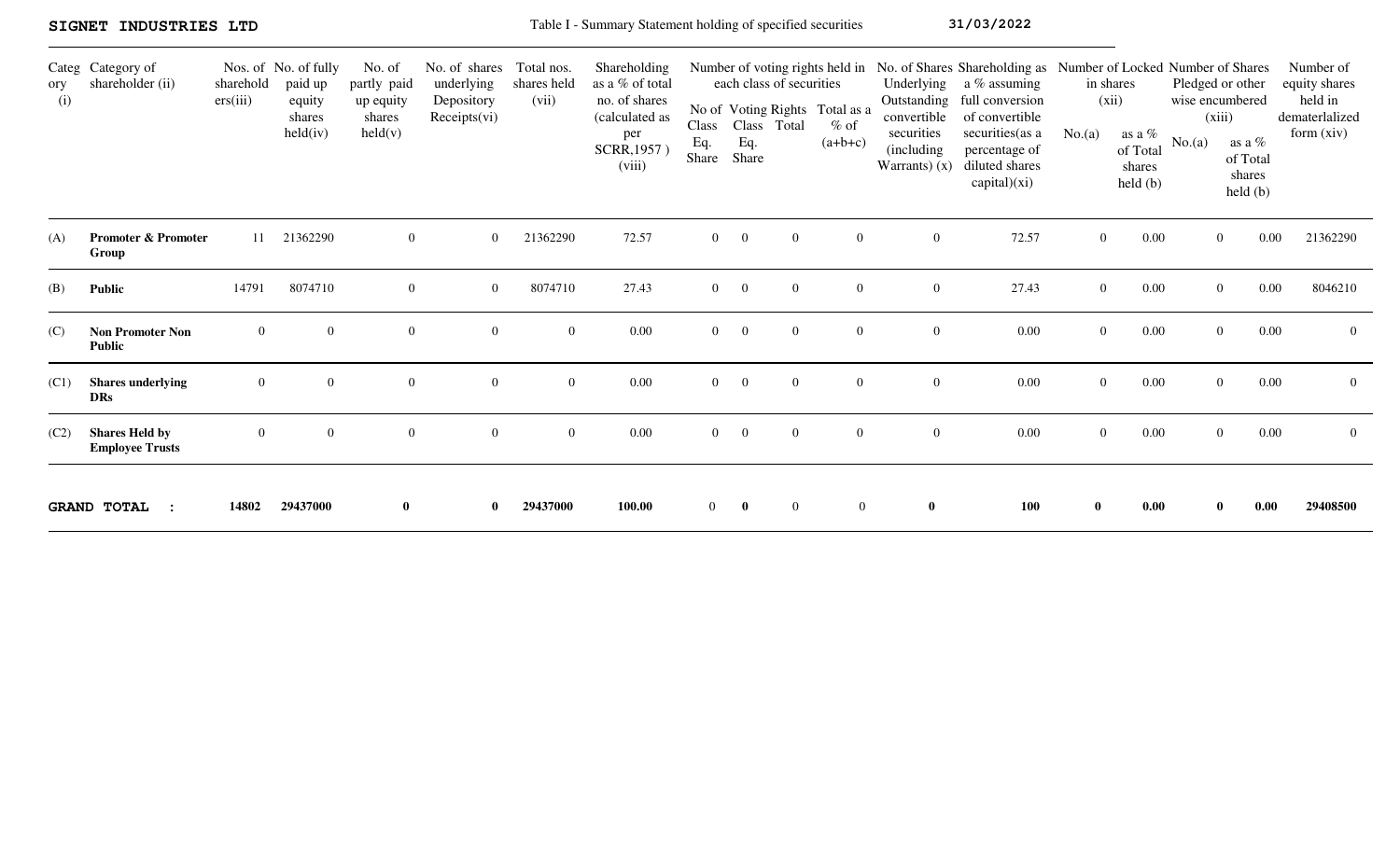**SIGNET INDUSTRIES LTD** Table I - Summary Statement holding of specified securities **31/03/2022**

| Category (i) | Category of shareholder (ii) | Nos. of shareholders(iii) | No. of fully paid up equity shares held(iv) | No. of partly paid up equity shares held(v) | No. of shares underlying Depository Receipts(vi) | Total nos. shares held (vii) | Shareholding as a % of total no. of shares (calculated as per SCRR,1957 ) (viii) | Number of voting rights held in each class of securities | | | | No. of Shares Underlying Outstanding convertible securities (including Warrants) (x) | Shareholding as a % assuming full conversion of convertible securities(as a percentage of diluted shares capital)(xi) | Number of Locked in shares (xii) | | Number of Shares Pledged or other wise encumbered (xiii) | | Number of equity shares held in dematerlalized form (xiv) |
|---|---|---|---|---|---|---|---|---|---|---|---|---|---|---|---|---|---|---|
| | | | | | | | | No of Voting Rights | | | Total as a % of (a+b+c) | | | No.(a) | as a % of Total shares held (b) | No.(a) | as a % of Total shares held (b) | |
| | | | | | | | | Class Eq. Share | Class Eq. Share | Total | | | | | | | | |
| (A) | **Promoter & Promoter Group** | 11 | 21362290 | 0 | 0 | 21362290 | 72.57 | 0 | 0 | 0 | 0 | 0 | 72.57 | 0 | 0.00 | 0 | 0.00 | 21362290 |
| (B) | **Public** | 14791 | 8074710 | 0 | 0 | 8074710 | 27.43 | 0 | 0 | 0 | 0 | 0 | 27.43 | 0 | 0.00 | 0 | 0.00 | 8046210 |
| (C) | **Non Promoter Non Public** | 0 | 0 | 0 | 0 | 0 | 0.00 | 0 | 0 | 0 | 0 | 0 | 0.00 | 0 | 0.00 | 0 | 0.00 | 0 |
| (C1) | **Shares underlying DRs** | 0 | 0 | 0 | 0 | 0 | 0.00 | 0 | 0 | 0 | 0 | 0 | 0.00 | 0 | 0.00 | 0 | 0.00 | 0 |
| (C2) | **Shares Held by Employee Trusts** | 0 | 0 | 0 | 0 | 0 | 0.00 | 0 | 0 | 0 | 0 | 0 | 0.00 | 0 | 0.00 | 0 | 0.00 | 0 |
| **GRAND TOTAL :** | | **14802** | **29437000** | **0** | **0** | **29437000** | **100.00** | 0 | **0** | 0 | 0 | **0** | **100** | **0** | **0.00** | **0** | **0.00** | **29408500** |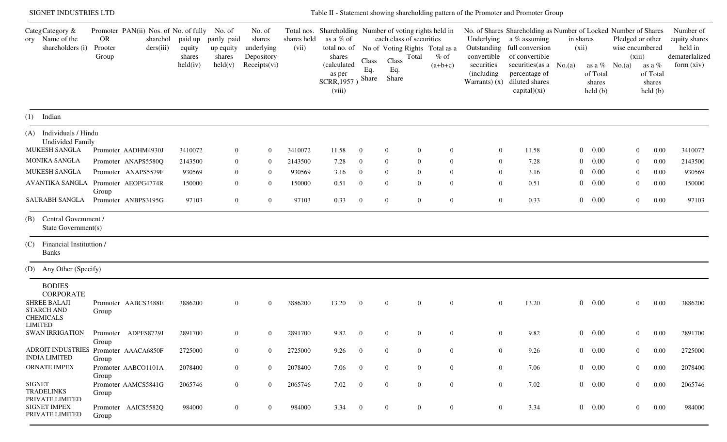SIGNET INDUSTRIES LTD

Table II - Statement showing shareholding pattern of the Promoter and Promoter Group

| Category | Category & Name of the shareholders (i) | Promoter OR Prooter Group | PAN(ii) | Nos. of sharehol ders(iii) | No. of fully paid up equity shares held(iv) | No. of partly paid up equity shares held(v) | No. of shares underlying Depository Receipts(vi) | Total nos. shares held (vii) | Shareholding as a % of total no. of shares (calculated as per SCRR,1957 ) (viii) | Number of voting rights held in each class of securities | | | | No. of Shares Underlying Outstanding convertible securities (including Warrants) (x) | Shareholding as a % assuming full conversion of convertible securities(as a percentage of diluted shares capital)(xi) | Number of Locked in shares (xii) | | Number of Shares Pledged or other wise encumbered (xiii) | | Number of equity shares held in dematerlalized form (xiv) |
|---|---|---|---|---|---|---|---|---|---|---|---|---|---|---|---|---|---|---|---|---|
| | | | | | | | | | | No of Voting Rights | | | Total as a % of (a+b+c) | | | No.(a) | as a % of Total shares held (b) | No.(a) | as a % of Total shares held (b) | |
| | | | | | | | | | | Class Eq. Share | Class Eq. Share | Total | | | | | | | | |
| (1) | Indian | | | | | | | | | | | | | | | | | | | |
| (A) | Individuals / Hindu Undivided Family | | | | | | | | | | | | | | | | | | | |
| | MUKESH SANGLA | Promoter | AADHM4930J | | 3410072 | 0 | 0 | 3410072 | 11.58 | 0 | 0 | 0 | 0 | 0 | 11.58 | 0 | 0.00 | 0 | 0.00 | 3410072 |
| | MONIKA SANGLA | Promoter | ANAPS5580Q | | 2143500 | 0 | 0 | 2143500 | 7.28 | 0 | 0 | 0 | 0 | 0 | 7.28 | 0 | 0.00 | 0 | 0.00 | 2143500 |
| | MUKESH SANGLA | Promoter | ANAPS5579F | | 930569 | 0 | 0 | 930569 | 3.16 | 0 | 0 | 0 | 0 | 0 | 3.16 | 0 | 0.00 | 0 | 0.00 | 930569 |
| | AVANTIKA SANGLA | Promoter Group | AEOPG4774R | | 150000 | 0 | 0 | 150000 | 0.51 | 0 | 0 | 0 | 0 | 0 | 0.51 | 0 | 0.00 | 0 | 0.00 | 150000 |
| | SAURABH SANGLA | Promoter | ANBPS3195G | | 97103 | 0 | 0 | 97103 | 0.33 | 0 | 0 | 0 | 0 | 0 | 0.33 | 0 | 0.00 | 0 | 0.00 | 97103 |
| (B) | Central Govemment / State Government(s) | | | | | | | | | | | | | | | | | | | |
| (C) | Financial Instituttion / Banks | | | | | | | | | | | | | | | | | | | |
| (D) | Any Other (Specify) | | | | | | | | | | | | | | | | | | | |
| | BODIES CORPORATE | | | | | | | | | | | | | | | | | | | |
| | SHREE BALAJI STARCH AND CHEMICALS LIMITED | Promoter Group | AABCS3488E | | 3886200 | 0 | 0 | 3886200 | 13.20 | 0 | 0 | 0 | 0 | 0 | 13.20 | 0 | 0.00 | 0 | 0.00 | 3886200 |
| | SWAN IRRIGATION | Promoter Group | ADPFS8729J | | 2891700 | 0 | 0 | 2891700 | 9.82 | 0 | 0 | 0 | 0 | 0 | 9.82 | 0 | 0.00 | 0 | 0.00 | 2891700 |
| | ADROIT INDUSTRIES INDIA LIMITED | Promoter Group | AAACA6850F | | 2725000 | 0 | 0 | 2725000 | 9.26 | 0 | 0 | 0 | 0 | 0 | 9.26 | 0 | 0.00 | 0 | 0.00 | 2725000 |
| | ORNATE IMPEX | Promoter Group | AABCO1101A | | 2078400 | 0 | 0 | 2078400 | 7.06 | 0 | 0 | 0 | 0 | 0 | 7.06 | 0 | 0.00 | 0 | 0.00 | 2078400 |
| | SIGNET TRADELINKS PRIVATE LIMITED | Promoter Group | AAMCS5841G | | 2065746 | 0 | 0 | 2065746 | 7.02 | 0 | 0 | 0 | 0 | 0 | 7.02 | 0 | 0.00 | 0 | 0.00 | 2065746 |
| | SIGNET IMPEX PRIVATE LIMITED | Promoter Group | AAICS5582Q | | 984000 | 0 | 0 | 984000 | 3.34 | 0 | 0 | 0 | 0 | 0 | 3.34 | 0 | 0.00 | 0 | 0.00 | 984000 |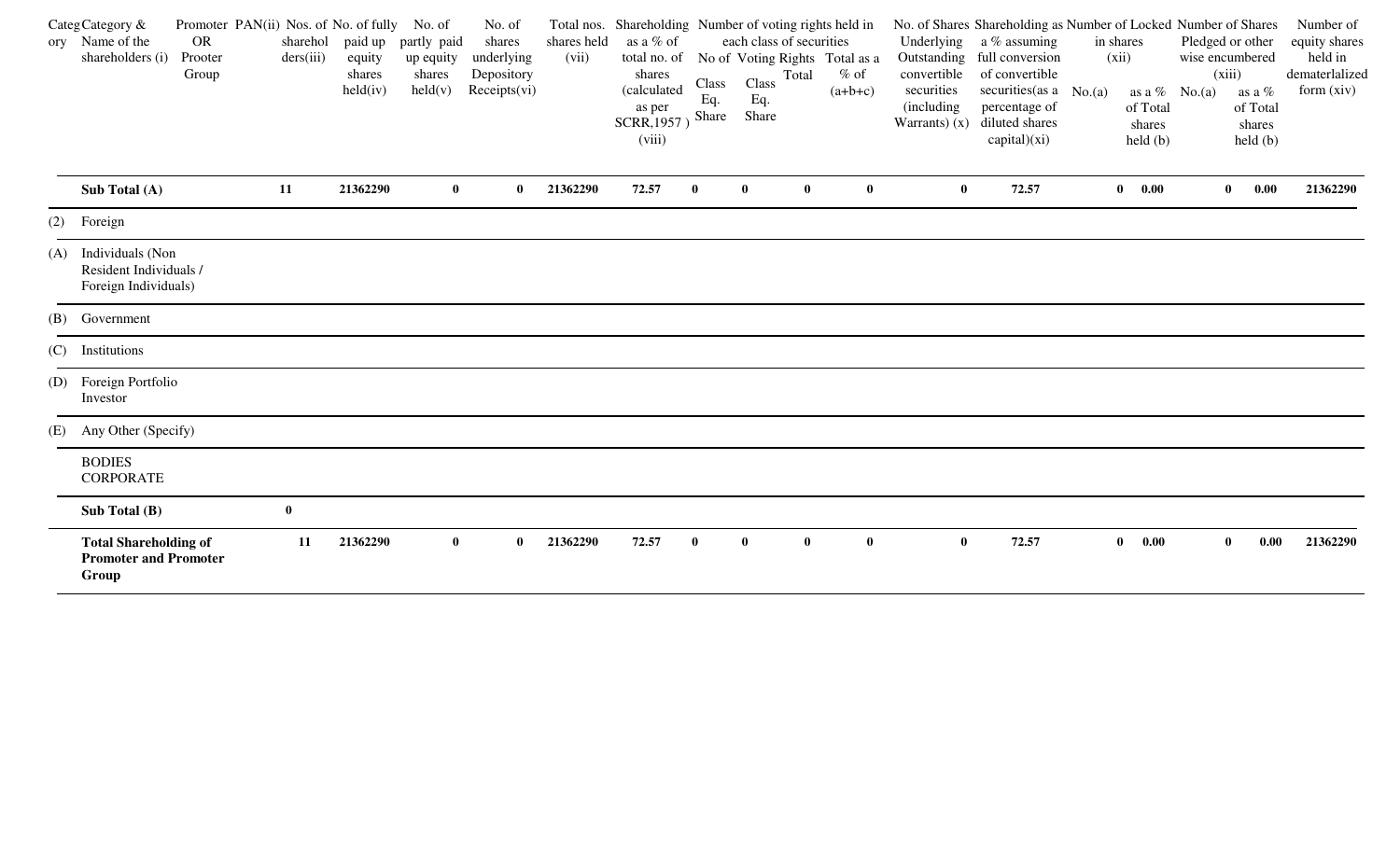| Category | Category & Name of the shareholders (i) | Promoter OR Prooter Group | PAN(ii) | Nos. of shareholders(iii) | No. of fully paid up equity shares held(iv) | No. of partly paid up equity shares held(v) | No. of shares underlying Depository Receipts(vi) | Total nos. shares held (vii) | Shareholding as a % of total no. of shares (calculated as per SCRR,1957 ) (viii) | Number of voting rights held in each class of securities | | | | No. of Shares Underlying Outstanding convertible securities (including Warrants) (x) | Shareholding as a % assuming full conversion of convertible securities(as a percentage of diluted shares capital)(xi) | Number of Locked in shares (xii) | | Number of Shares Pledged or other wise encumbered (xiii) | | Number of equity shares held in dematerlalized form (xiv) |
|---|---|---|---|---|---|---|---|---|---|---|---|---|---|---|---|---|---|---|---|---|
| | | | | | | | | | | No of Voting Rights | | | Total as a % of (a+b+c) | | | No.(a) | as a % of Total shares held (b) | No.(a) | as a % of Total shares held (b) | |
| | | | | | | | | | | Class Eq. Share | Class Eq. Share | Total | | | | | | | | |
| | **Sub Total (A)** | | | **11** | **21362290** | **0** | **0** | **21362290** | **72.57** | **0** | **0** | **0** | **0** | **0** | **72.57** | **0** | **0.00** | **0** | **0.00** | **21362290** |
| (2) | Foreign | | | | | | | | | | | | | | | | | | | |
| (A) | Individuals (Non Resident Individuals / Foreign Individuals) | | | | | | | | | | | | | | | | | | | |
| (B) | Government | | | | | | | | | | | | | | | | | | | |
| (C) | Institutions | | | | | | | | | | | | | | | | | | | |
| (D) | Foreign Portfolio Investor | | | | | | | | | | | | | | | | | | | |
| (E) | Any Other (Specify) | | | | | | | | | | | | | | | | | | | |
| | BODIES CORPORATE | | | | | | | | | | | | | | | | | | | |
| | **Sub Total (B)** | | | **0** | | | | | | | | | | | | | | | | |
| | **Total Shareholding of Promoter and Promoter Group** | | | **11** | **21362290** | **0** | **0** | **21362290** | **72.57** | **0** | **0** | **0** | **0** | **0** | **72.57** | **0** | **0.00** | **0** | **0.00** | **21362290** |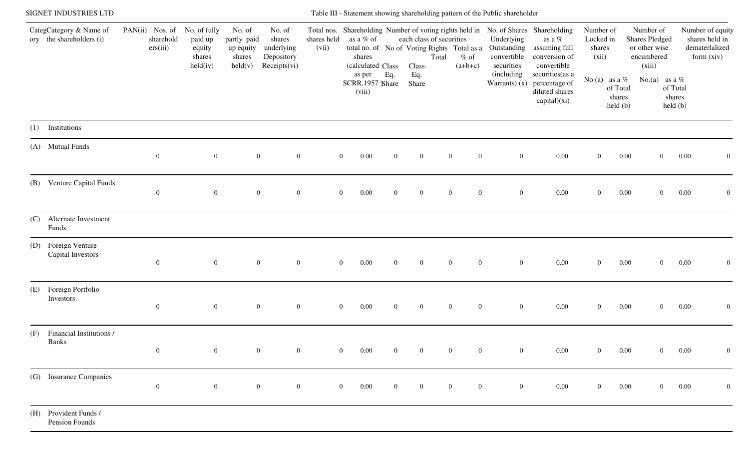SIGNET INDUSTRIES LTD

Table III - Statement showing shareholding pattern of the Public shareholder

| Category | Category & Name of the shareholders (i) | PAN(ii) | Nos. of shareholders(iii) | No. of fully paid up equity shares held(iv) | No. of partly paid up equity shares held(v) | No. of shares underlying Depository Receipts(vi) | Total nos. shares held (vii) | Shareholding as a % of total no. of shares (calculated as per SCRR,1957 ) (viii) | Number of voting rights held in each class of securities | | | | No. of Shares Underlying Outstanding convertible securities (including Warrants) (x) | Shareholding as a % assuming full conversion of convertible securities(as a percentage of diluted shares capital)(xi) | Number of Locked in shares (xii) | | Number of Shares Pledged or other wise encumbered (xiii) | | Number of equity shares held in dematerlalized form (xiv) |
|---|---|---|---|---|---|---|---|---|---|---|---|---|---|---|---|---|---|---|---|
| | | | | | | | | | No of Voting Rights | | | Total as a % of (a+b+c) | | | No.(a) | as a % of Total shares held (b) | No.(a) | as a % of Total shares held (b) | |
| | | | | | | | | | Class Eq. Share | Class Eq. Share | Total | | | | | | | | |
| (1) | Institutions | | | | | | | | | | | | | | | | | | |
| (A) | Mutual Funds | | 0 | 0 | 0 | 0 | 0 | 0.00 | 0 | 0 | 0 | 0 | 0 | 0.00 | 0 | 0.00 | 0 | 0.00 | 0 |
| (B) | Venture Capital Funds | | 0 | 0 | 0 | 0 | 0 | 0.00 | 0 | 0 | 0 | 0 | 0 | 0.00 | 0 | 0.00 | 0 | 0.00 | 0 |
| (C) | Alternate Investment Funds | | | | | | | | | | | | | | | | | | |
| (D) | Foreign Venture Capital Investors | | 0 | 0 | 0 | 0 | 0 | 0.00 | 0 | 0 | 0 | 0 | 0 | 0.00 | 0 | 0.00 | 0 | 0.00 | 0 |
| (E) | Foreign Portfolio Investors | | 0 | 0 | 0 | 0 | 0 | 0.00 | 0 | 0 | 0 | 0 | 0 | 0.00 | 0 | 0.00 | 0 | 0.00 | 0 |
| (F) | Financial Institutions / Banks | | 0 | 0 | 0 | 0 | 0 | 0.00 | 0 | 0 | 0 | 0 | 0 | 0.00 | 0 | 0.00 | 0 | 0.00 | 0 |
| (G) | Insurance Companies | | 0 | 0 | 0 | 0 | 0 | 0.00 | 0 | 0 | 0 | 0 | 0 | 0.00 | 0 | 0.00 | 0 | 0.00 | 0 |
| (H) | Provident Funds / Pension Founds | | | | | | | | | | | | | | | | | | |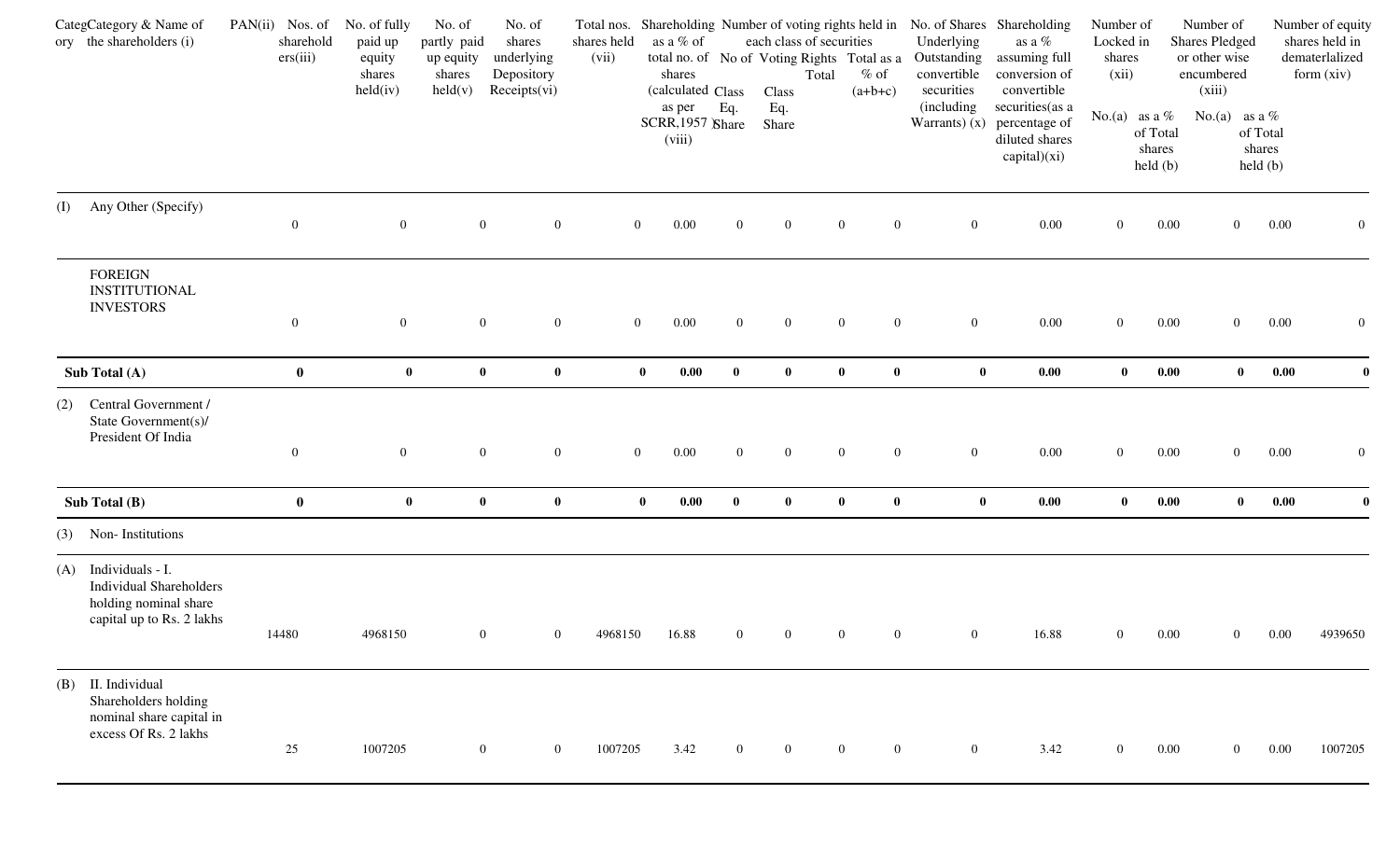| Category | Category & Name of the shareholders (i) | PAN(ii) | Nos. of shareholders(iii) | No. of fully paid up equity shares held(iv) | No. of partly paid up equity shares held(v) | No. of shares underlying Depository Receipts(vi) | Total nos. shares held (vii) | Shareholding as a % of total no. of shares (calculated as per SCRR,1957 ) (viii) | Number of voting rights held in each class of securities | | | | No. of Shares Underlying Outstanding convertible securities (including Warrants) (x) | Shareholding as a % assuming full conversion of convertible securities(as a percentage of diluted shares capital)(xi) | Number of Locked in shares (xii) | | Number of Shares Pledged or other wise encumbered (xiii) | | Number of equity shares held in dematerlalized form (xiv) |
|---|---|---|---|---|---|---|---|---|---|---|---|---|---|---|---|---|---|---|---|
| | | | | | | | | | No of Voting Rights | | | Total as a % of (a+b+c) | | | No.(a) | as a % of Total shares held (b) | No.(a) | as a % of Total shares held (b) | |
| | | | | | | | | | Class Eq. Share | Class Eq. Share | Total | | | | | | | | |
| (I) | Any Other (Specify) | | 0 | 0 | 0 | 0 | 0 | 0.00 | 0 | 0 | 0 | 0 | 0 | 0.00 | 0 | 0.00 | 0 | 0.00 | 0 |
| | FOREIGN INSTITUTIONAL INVESTORS | | 0 | 0 | 0 | 0 | 0 | 0.00 | 0 | 0 | 0 | 0 | 0 | 0.00 | 0 | 0.00 | 0 | 0.00 | 0 |
| **Sub Total (A)** | | | **0** | **0** | **0** | **0** | **0** | **0.00** | **0** | **0** | **0** | **0** | **0** | **0.00** | **0** | **0.00** | **0** | **0.00** | **0** |
| (2) | Central Government / State Government(s)/ President Of India | | 0 | 0 | 0 | 0 | 0 | 0.00 | 0 | 0 | 0 | 0 | 0 | 0.00 | 0 | 0.00 | 0 | 0.00 | 0 |
| **Sub Total (B)** | | | **0** | **0** | **0** | **0** | **0** | **0.00** | **0** | **0** | **0** | **0** | **0** | **0.00** | **0** | **0.00** | **0** | **0.00** | **0** |
| (3) | Non- Institutions | | | | | | | | | | | | | | | | | | |
| (A) | Individuals - I. Individual Shareholders holding nominal share capital up to Rs. 2 lakhs | | 14480 | 4968150 | 0 | 0 | 4968150 | 16.88 | 0 | 0 | 0 | 0 | 0 | 16.88 | 0 | 0.00 | 0 | 0.00 | 4939650 |
| (B) | II. Individual Shareholders holding nominal share capital in excess Of Rs. 2 lakhs | | 25 | 1007205 | 0 | 0 | 1007205 | 3.42 | 0 | 0 | 0 | 0 | 0 | 3.42 | 0 | 0.00 | 0 | 0.00 | 1007205 |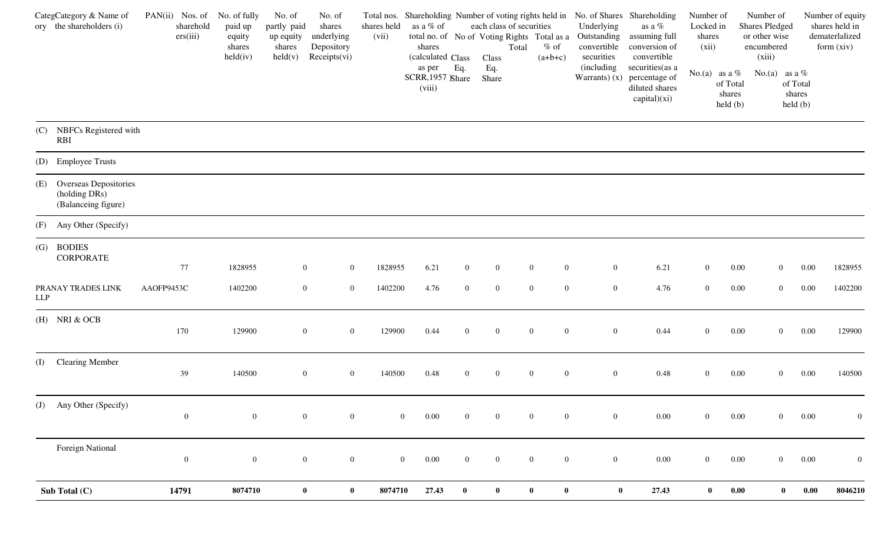| Category | Category & Name of the shareholders (i) | PAN(ii) | Nos. of shareholders(iii) | No. of fully paid up equity shares held(iv) | No. of partly paid up equity shares held(v) | No. of shares underlying Depository Receipts(vi) | Total nos. shares held (vii) | Shareholding as a % of total no. of shares (calculated as per SCRR,1957 )(viii) | Number of voting rights held in each class of securities | | | | No. of Shares Underlying Outstanding convertible securities (including Warrants) (x) | Shareholding as a % assuming full conversion of convertible securities(as a percentage of diluted shares capital)(xi) | Number of Locked in shares (xii) | | Number of Shares Pledged or other wise encumbered (xiii) | | Number of equity shares held in dematerlalized form (xiv) |
|---|---|---|---|---|---|---|---|---|---|---|---|---|---|---|---|---|---|---|---|
| | | | | | | | | | No of Voting Rights | | | Total as a % of (a+b+c) | | | No.(a) | as a % of Total shares held (b) | No.(a) | as a % of Total shares held (b) | |
| | | | | | | | | | Class Eq. Share | Class Eq. Share | Total | | | | | | | | |
| (C) | NBFCs Registered with RBI | | | | | | | | | | | | | | | | | | |
| (D) | Employee Trusts | | | | | | | | | | | | | | | | | | |
| (E) | Overseas Depositories (holding DRs) (Balanceing figure) | | | | | | | | | | | | | | | | | | |
| (F) | Any Other (Specify) | | | | | | | | | | | | | | | | | | |
| (G) | BODIES CORPORATE | | 77 | 1828955 | 0 | 0 | 1828955 | 6.21 | 0 | 0 | 0 | 0 | 0 | 6.21 | 0 | 0.00 | 0 | 0.00 | 1828955 |
| | PRANAY TRADES LINK LLP | AAOFP9453C | | 1402200 | 0 | 0 | 1402200 | 4.76 | 0 | 0 | 0 | 0 | 0 | 4.76 | 0 | 0.00 | 0 | 0.00 | 1402200 |
| (H) | NRI & OCB | | 170 | 129900 | 0 | 0 | 129900 | 0.44 | 0 | 0 | 0 | 0 | 0 | 0.44 | 0 | 0.00 | 0 | 0.00 | 129900 |
| (I) | Clearing Member | | 39 | 140500 | 0 | 0 | 140500 | 0.48 | 0 | 0 | 0 | 0 | 0 | 0.48 | 0 | 0.00 | 0 | 0.00 | 140500 |
| (J) | Any Other (Specify) | | 0 | 0 | 0 | 0 | 0 | 0.00 | 0 | 0 | 0 | 0 | 0 | 0.00 | 0 | 0.00 | 0 | 0.00 | 0 |
| | Foreign National | | 0 | 0 | 0 | 0 | 0 | 0.00 | 0 | 0 | 0 | 0 | 0 | 0.00 | 0 | 0.00 | 0 | 0.00 | 0 |
| **Sub Total (C)** | | | **14791** | **8074710** | **0** | **0** | **8074710** | **27.43** | **0** | **0** | **0** | **0** | **0** | **27.43** | **0** | **0.00** | **0** | **0.00** | **8046210** |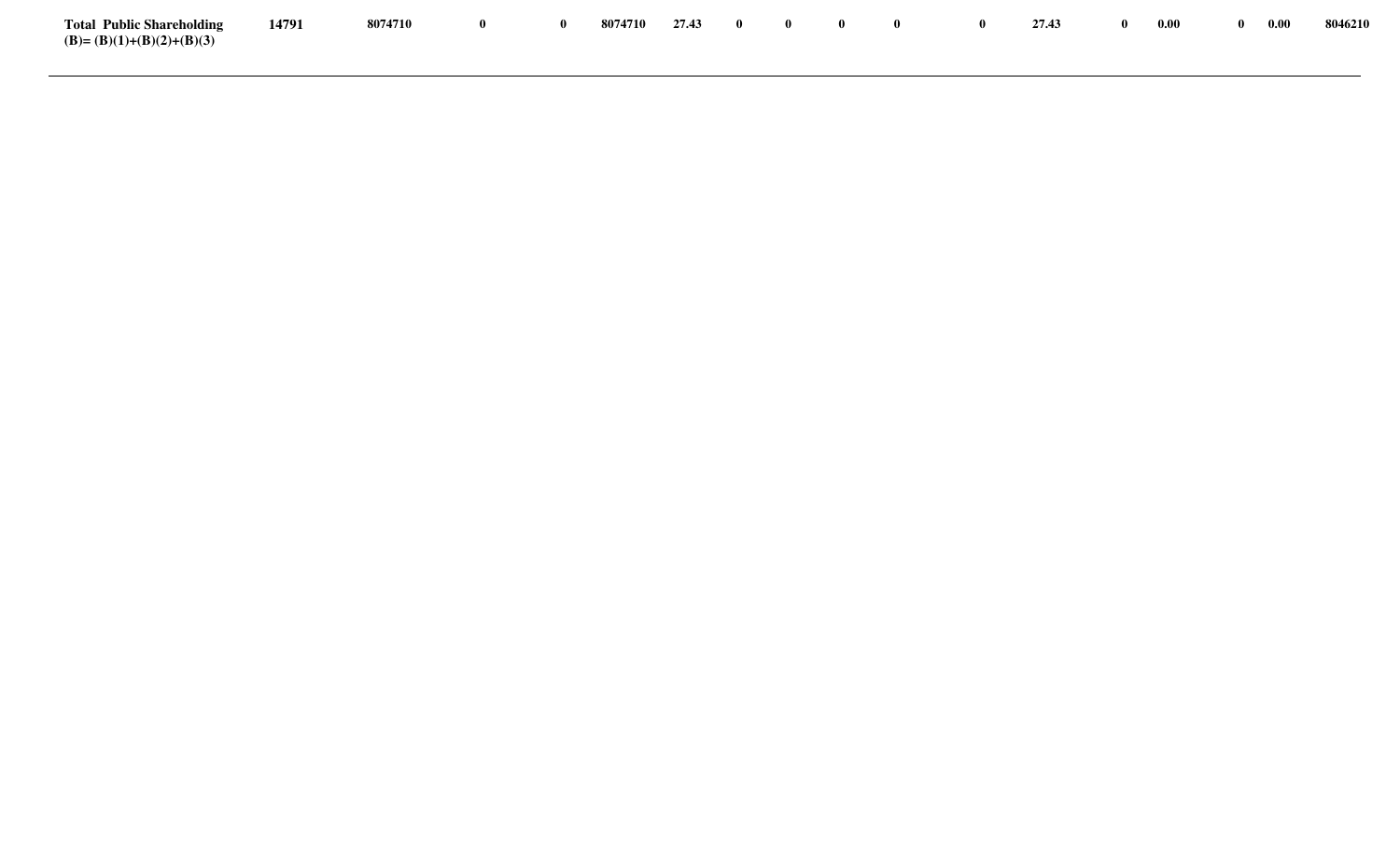| | | | | | | | | | | | | | | | | |
|---|---|---|---|---|---|---|---|---|---|---|---|---|---|---|---|---|
| **Total Public Shareholding (B)= (B)(1)+(B)(2)+(B)(3)** | **14791** | **8074710** | **0** | **0** | **8074710** | **27.43** | **0** | **0** | **0** | **0** | **0** | **27.43** | **0** | **0.00** | **0** | **0.00** | **8046210** |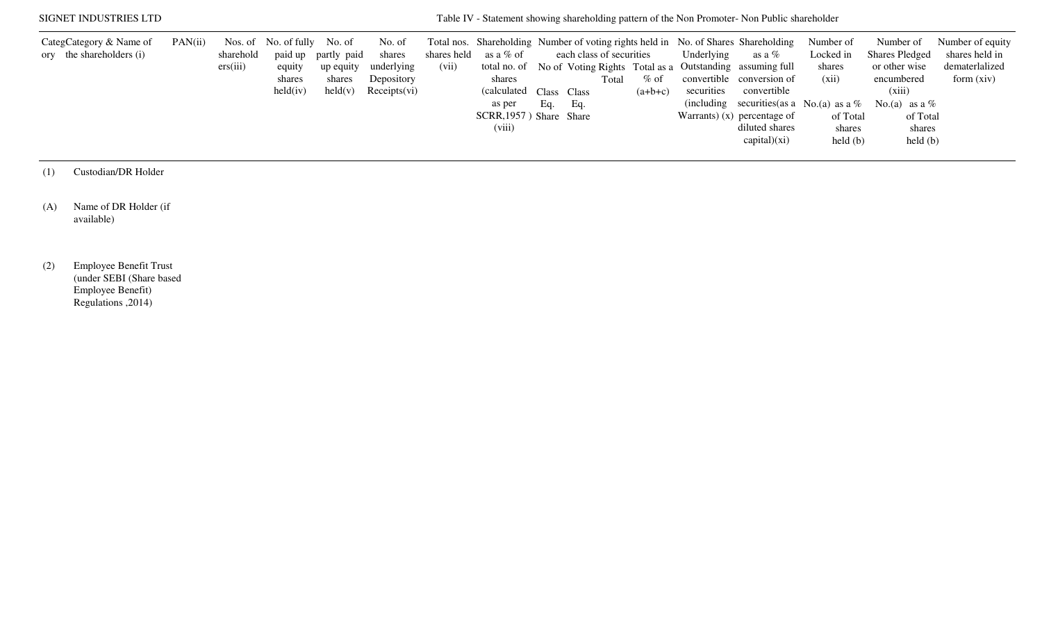SIGNET INDUSTRIES LTD

Table IV - Statement showing shareholding pattern of the Non Promoter- Non Public shareholder

| Category | Category & Name of the shareholders (i) | PAN(ii) | Nos. of shareholders(iii) | No. of fully paid up equity shares held(iv) | No. of partly paid up equity shares held(v) | No. of shares underlying Depository Receipts(vi) | Total nos. shares held (vii) | Shareholding as a % of total no. of shares (calculated as per SCRR,1957 ) (viii) | Number of voting rights held in each class of securities | | | | No. of Shares Underlying Outstanding convertible securities (including Warrants) (x) | Shareholding as a % assuming full conversion of convertible securities(as a percentage of diluted shares capital)(xi) | Number of Locked in shares (xii) | | Number of Shares Pledged or other wise encumbered (xiii) | | Number of equity shares held in dematerlalized form (xiv) |
|---|---|---|---|---|---|---|---|---|---|---|---|---|---|---|---|---|---|---|---|
| | | | | | | | | | No of Voting Rights | | | Total as a % of (a+b+c) | | | No.(a) | as a % of Total shares held (b) | No.(a) | as a % of Total shares held (b) | |
| | | | | | | | | | Class Eq. Share | Class Eq. Share | Total | | | | | | | | |
| (1) | Custodian/DR Holder | | | | | | | | | | | | | | | | | | |
| (A) | Name of DR Holder (if available) | | | | | | | | | | | | | | | | | | |
| (2) | Employee Benefit Trust (under SEBI (Share based Employee Benefit) Regulations ,2014) | | | | | | | | | | | | | | | | | | |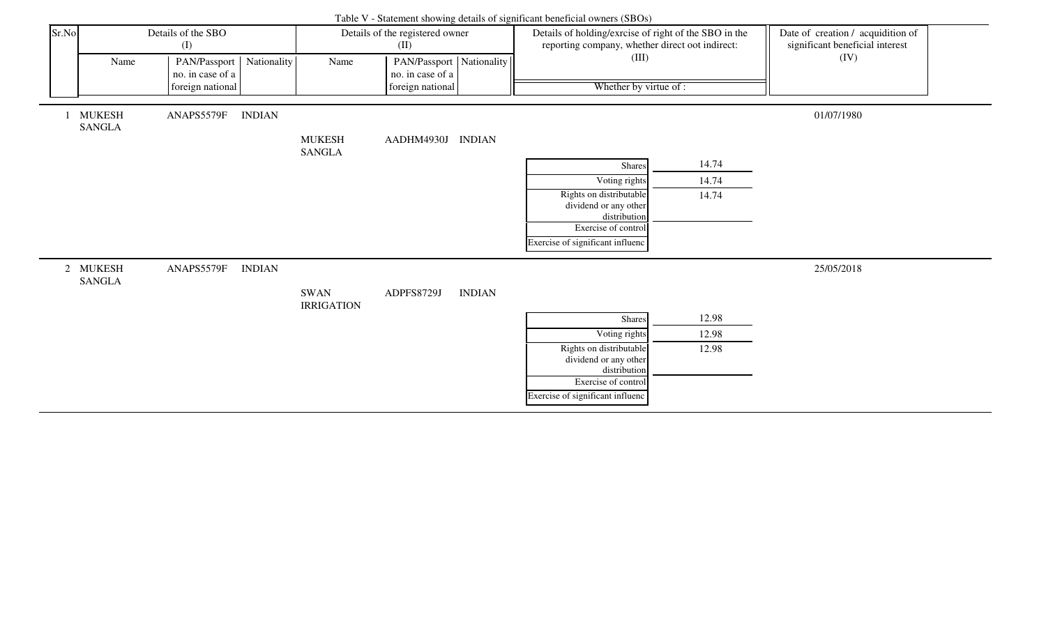Table V - Statement showing details of significant beneficial owners (SBOs)

| Sr.No | Details of the SBO (I) | | | Details of the registered owner (II) | | | Details of holding/exrcise of right of the SBO in the reporting company, whether direct oot indirect: (III) | | Date of creation / acquidition of significant beneficial interest (IV) |
|---|---|---|---|---|---|---|---|---|---|
| | Name | PAN/Passport no. in case of a foreign national | Nationality | Name | PAN/Passport no. in case of a foreign national | Nationality | Whether by virtue of : | | |
| 1 | MUKESH SANGLA | ANAPS5579F | INDIAN | MUKESH SANGLA | AADHM4930J | INDIAN | Shares | 14.74 | 01/07/1980 |
| | | | | | | | Voting rights | 14.74 | |
| | | | | | | | Rights on distributable dividend or any other distribution | 14.74 | |
| | | | | | | | Exercise of control | | |
| | | | | | | | Exercise of significant influenc | | |
| 2 | MUKESH SANGLA | ANAPS5579F | INDIAN | SWAN IRRIGATION | ADPFS8729J | INDIAN | Shares | 12.98 | 25/05/2018 |
| | | | | | | | Voting rights | 12.98 | |
| | | | | | | | Rights on distributable dividend or any other distribution | 12.98 | |
| | | | | | | | Exercise of control | | |
| | | | | | | | Exercise of significant influenc | | |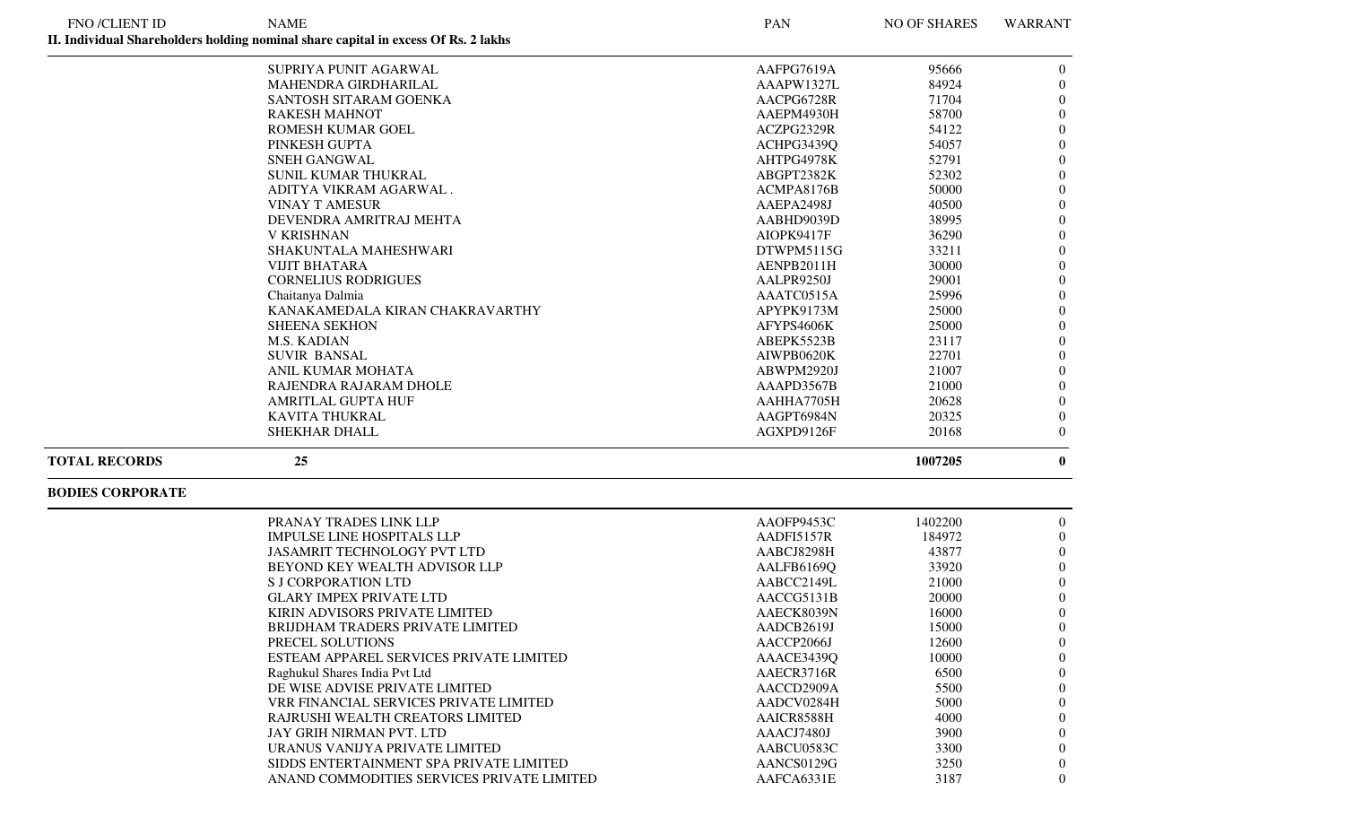| FNO /CLIENT ID | NAME | PAN | NO OF SHARES | WARRANT |
|---|---|---|---|---|
| **II. Individual Shareholders holding nominal share capital in excess Of Rs. 2 lakhs** | | | | |
| | SUPRIYA PUNIT AGARWAL | AAFPG7619A | 95666 | 0 |
| | MAHENDRA GIRDHARILAL | AAAPW1327L | 84924 | 0 |
| | SANTOSH SITARAM GOENKA | AACPG6728R | 71704 | 0 |
| | RAKESH MAHNOT | AAEPM4930H | 58700 | 0 |
| | ROMESH KUMAR GOEL | ACZPG2329R | 54122 | 0 |
| | PINKESH GUPTA | ACHPG3439Q | 54057 | 0 |
| | SNEH GANGWAL | AHTPG4978K | 52791 | 0 |
| | SUNIL KUMAR THUKRAL | ABGPT2382K | 52302 | 0 |
| | ADITYA VIKRAM AGARWAL . | ACMPA8176B | 50000 | 0 |
| | VINAY T AMESUR | AAEPA2498J | 40500 | 0 |
| | DEVENDRA AMRITRAJ MEHTA | AABHD9039D | 38995 | 0 |
| | V KRISHNAN | AIOPK9417F | 36290 | 0 |
| | SHAKUNTALA MAHESHWARI | DTWPM5115G | 33211 | 0 |
| | VIJIT BHATARA | AENPB2011H | 30000 | 0 |
| | CORNELIUS RODRIGUES | AALPR9250J | 29001 | 0 |
| | Chaitanya Dalmia | AAATC0515A | 25996 | 0 |
| | KANAKAMEDALA KIRAN CHAKRAVARTHY | APYPK9173M | 25000 | 0 |
| | SHEENA SEKHON | AFYPS4606K | 25000 | 0 |
| | M.S. KADIAN | ABEPK5523B | 23117 | 0 |
| | SUVIR BANSAL | AIWPB0620K | 22701 | 0 |
| | ANIL KUMAR MOHATA | ABWPM2920J | 21007 | 0 |
| | RAJENDRA RAJARAM DHOLE | AAAPD3567B | 21000 | 0 |
| | AMRITLAL GUPTA HUF | AAHHA7705H | 20628 | 0 |
| | KAVITA THUKRAL | AAGPT6984N | 20325 | 0 |
| | SHEKHAR DHALL | AGXPD9126F | 20168 | 0 |
| **TOTAL RECORDS** | **25** | | **1007205** | **0** |
| **BODIES CORPORATE** | | | | |
| | PRANAY TRADES LINK LLP | AAOFP9453C | 1402200 | 0 |
| | IMPULSE LINE HOSPITALS LLP | AADFI5157R | 184972 | 0 |
| | JASAMRIT TECHNOLOGY PVT LTD | AABCJ8298H | 43877 | 0 |
| | BEYOND KEY WEALTH ADVISOR LLP | AALFB6169Q | 33920 | 0 |
| | S J CORPORATION LTD | AABCC2149L | 21000 | 0 |
| | GLARY IMPEX PRIVATE LTD | AACCG5131B | 20000 | 0 |
| | KIRIN ADVISORS PRIVATE LIMITED | AAECK8039N | 16000 | 0 |
| | BRIJDHAM TRADERS PRIVATE LIMITED | AADCB2619J | 15000 | 0 |
| | PRECEL SOLUTIONS | AACCP2066J | 12600 | 0 |
| | ESTEAM APPAREL SERVICES PRIVATE LIMITED | AAACE3439Q | 10000 | 0 |
| | Raghukul Shares India Pvt Ltd | AAECR3716R | 6500 | 0 |
| | DE WISE ADVISE PRIVATE LIMITED | AACCD2909A | 5500 | 0 |
| | VRR FINANCIAL SERVICES PRIVATE LIMITED | AADCV0284H | 5000 | 0 |
| | RAJRUSHI WEALTH CREATORS LIMITED | AAICR8588H | 4000 | 0 |
| | JAY GRIH NIRMAN PVT. LTD | AAACJ7480J | 3900 | 0 |
| | URANUS VANIJYA PRIVATE LIMITED | AABCU0583C | 3300 | 0 |
| | SIDDS ENTERTAINMENT SPA PRIVATE LIMITED | AANCS0129G | 3250 | 0 |
| | ANAND COMMODITIES SERVICES PRIVATE LIMITED | AAFCA6331E | 3187 | 0 |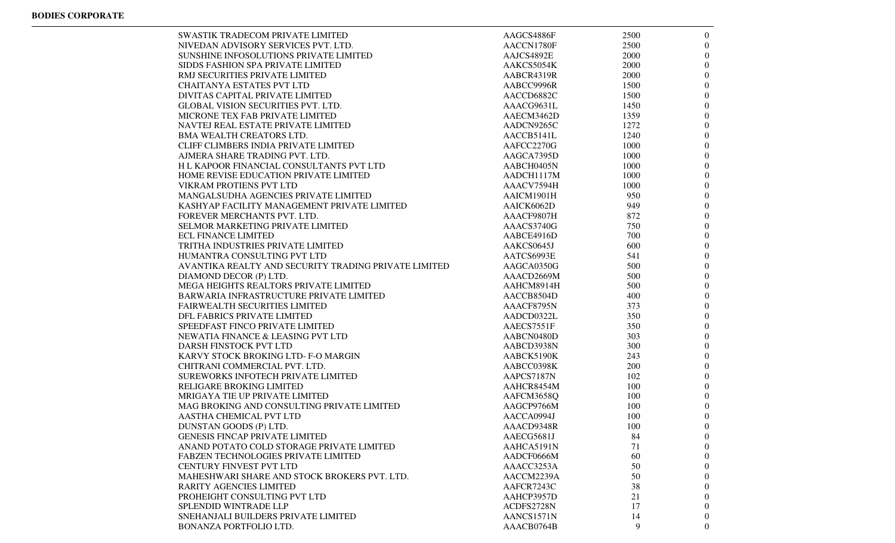**BODIES CORPORATE**

| | | | |
|---|---|---|---|
| SWASTIK TRADECOM PRIVATE LIMITED | AAGCS4886F | 2500 | 0 |
| NIVEDAN ADVISORY SERVICES PVT. LTD. | AACCN1780F | 2500 | 0 |
| SUNSHINE INFOSOLUTIONS PRIVATE LIMITED | AAJCS4892E | 2000 | 0 |
| SIDDS FASHION SPA PRIVATE LIMITED | AAKCS5054K | 2000 | 0 |
| RMJ SECURITIES PRIVATE LIMITED | AABCR4319R | 2000 | 0 |
| CHAITANYA ESTATES PVT LTD | AABCC9996R | 1500 | 0 |
| DIVITAS CAPITAL PRIVATE LIMITED | AACCD6882C | 1500 | 0 |
| GLOBAL VISION SECURITIES PVT. LTD. | AAACG9631L | 1450 | 0 |
| MICRONE TEX FAB PRIVATE LIMITED | AAECM3462D | 1359 | 0 |
| NAVTEJ REAL ESTATE PRIVATE LIMITED | AADCN9265C | 1272 | 0 |
| BMA WEALTH CREATORS LTD. | AACCB5141L | 1240 | 0 |
| CLIFF CLIMBERS INDIA PRIVATE LIMITED | AAFCC2270G | 1000 | 0 |
| AJMERA SHARE TRADING PVT. LTD. | AAGCA7395D | 1000 | 0 |
| H L KAPOOR FINANCIAL CONSULTANTS PVT LTD | AABCH0405N | 1000 | 0 |
| HOME REVISE EDUCATION PRIVATE LIMITED | AADCH1117M | 1000 | 0 |
| VIKRAM PROTIENS PVT LTD | AAACV7594H | 1000 | 0 |
| MANGALSUDHA AGENCIES PRIVATE LIMITED | AAICM1901H | 950 | 0 |
| KASHYAP FACILITY MANAGEMENT PRIVATE LIMITED | AAICK6062D | 949 | 0 |
| FOREVER MERCHANTS PVT. LTD. | AAACF9807H | 872 | 0 |
| SELMOR MARKETING PRIVATE LIMITED | AAACS3740G | 750 | 0 |
| ECL FINANCE LIMITED | AABCE4916D | 700 | 0 |
| TRITHA INDUSTRIES PRIVATE LIMITED | AAKCS0645J | 600 | 0 |
| HUMANTRA CONSULTING PVT LTD | AATCS6993E | 541 | 0 |
| AVANTIKA REALTY AND SECURITY TRADING PRIVATE LIMITED | AAGCA0350G | 500 | 0 |
| DIAMOND DECOR (P) LTD. | AAACD2669M | 500 | 0 |
| MEGA HEIGHTS REALTORS PRIVATE LIMITED | AAHCM8914H | 500 | 0 |
| BARWARIA INFRASTRUCTURE PRIVATE LIMITED | AACCB8504D | 400 | 0 |
| FAIRWEALTH SECURITIES LIMITED | AAACF8795N | 373 | 0 |
| DFL FABRICS PRIVATE LIMITED | AADCD0322L | 350 | 0 |
| SPEEDFAST FINCO PRIVATE LIMITED | AAECS7551F | 350 | 0 |
| NEWATIA FINANCE & LEASING PVT LTD | AABCN0480D | 303 | 0 |
| DARSH FINSTOCK PVT LTD | AABCD3938N | 300 | 0 |
| KARVY STOCK BROKING LTD- F-O MARGIN | AABCK5190K | 243 | 0 |
| CHITRANI COMMERCIAL PVT. LTD. | AABCC0398K | 200 | 0 |
| SUREWORKS INFOTECH PRIVATE LIMITED | AAPCS7187N | 102 | 0 |
| RELIGARE BROKING LIMITED | AAHCR8454M | 100 | 0 |
| MRIGAYA TIE UP PRIVATE LIMITED | AAFCM3658Q | 100 | 0 |
| MAG BROKING AND CONSULTING PRIVATE LIMITED | AAGCP9766M | 100 | 0 |
| AASTHA CHEMICAL PVT LTD | AACCA0994J | 100 | 0 |
| DUNSTAN GOODS (P) LTD. | AAACD9348R | 100 | 0 |
| GENESIS FINCAP PRIVATE LIMITED | AAECG5681J | 84 | 0 |
| ANAND POTATO COLD STORAGE PRIVATE LIMITED | AAHCA5191N | 71 | 0 |
| FABZEN TECHNOLOGIES PRIVATE LIMITED | AADCF0666M | 60 | 0 |
| CENTURY FINVEST PVT LTD | AAACC3253A | 50 | 0 |
| MAHESHWARI SHARE AND STOCK BROKERS PVT. LTD. | AACCM2239A | 50 | 0 |
| RARITY AGENCIES LIMITED | AAFCR7243C | 38 | 0 |
| PROHEIGHT CONSULTING PVT LTD | AAHCP3957D | 21 | 0 |
| SPLENDID WINTRADE LLP | ACDFS2728N | 17 | 0 |
| SNEHANJALI BUILDERS PRIVATE LIMITED | AANCS1571N | 14 | 0 |
| BONANZA PORTFOLIO LTD. | AAACB0764B | 9 | 0 |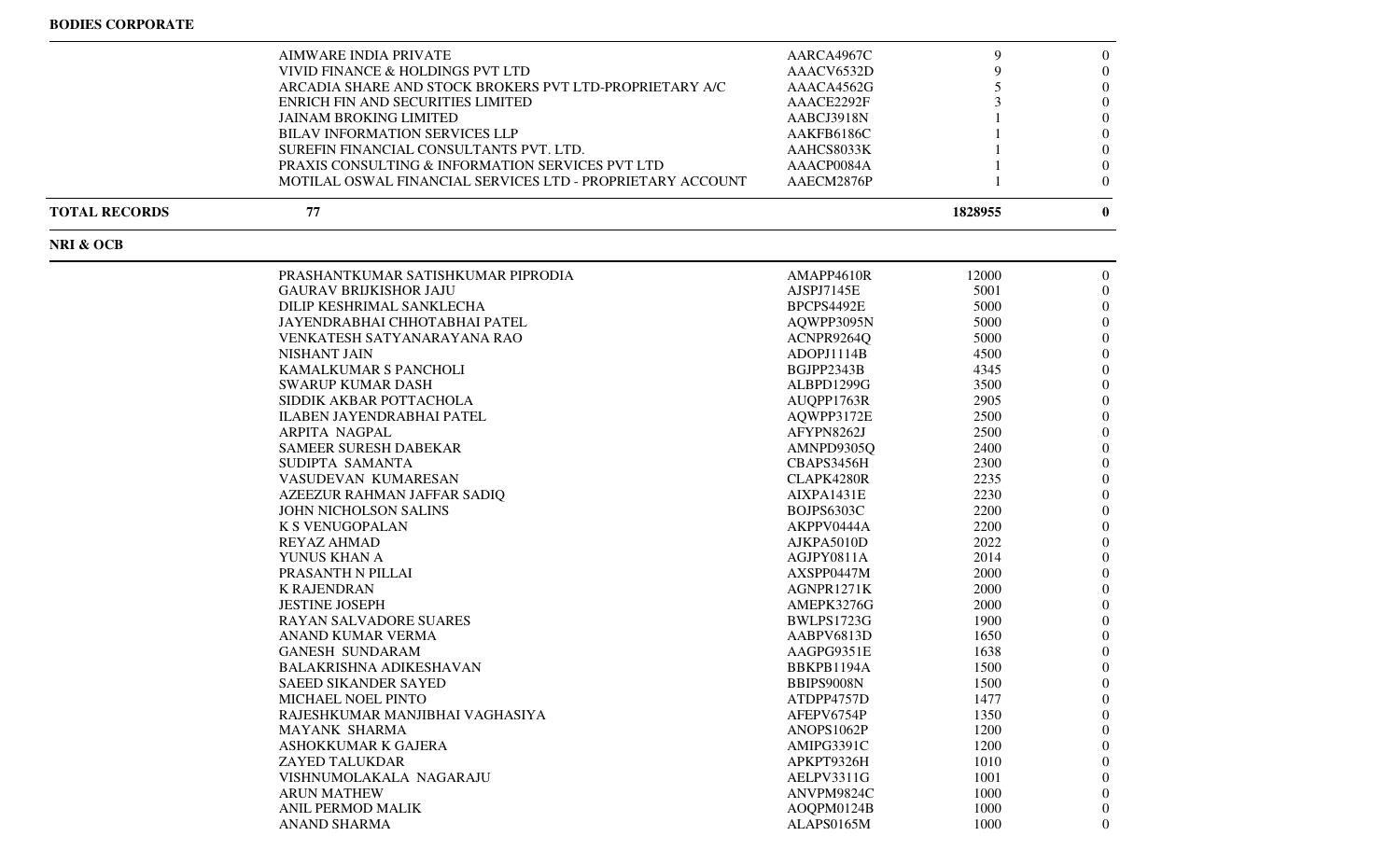**BODIES CORPORATE**

| | Name | PAN | Shares | |
|---|---|---|---|---|
| | AIMWARE INDIA PRIVATE | AARCA4967C | 9 | 0 |
| | VIVID FINANCE & HOLDINGS PVT LTD | AAACV6532D | 9 | 0 |
| | ARCADIA SHARE AND STOCK BROKERS PVT LTD-PROPRIETARY A/C | AAACA4562G | 5 | 0 |
| | ENRICH FIN AND SECURITIES LIMITED | AAACE2292F | 3 | 0 |
| | JAINAM BROKING LIMITED | AABCJ3918N | 1 | 0 |
| | BILAV INFORMATION SERVICES LLP | AAKFB6186C | 1 | 0 |
| | SUREFIN FINANCIAL CONSULTANTS PVT. LTD. | AAHCS8033K | 1 | 0 |
| | PRAXIS CONSULTING & INFORMATION SERVICES PVT LTD | AAACP0084A | 1 | 0 |
| | MOTILAL OSWAL FINANCIAL SERVICES LTD - PROPRIETARY ACCOUNT | AAECM2876P | 1 | 0 |
| **TOTAL RECORDS** | **77** | | **1828955** | **0** |

**NRI & OCB**

| | Name | PAN | Shares | |
|---|---|---|---|---|
| | PRASHANTKUMAR SATISHKUMAR PIPRODIA | AMAPP4610R | 12000 | 0 |
| | GAURAV BRIJKISHOR JAJU | AJSPJ7145E | 5001 | 0 |
| | DILIP KESHRIMAL SANKLECHA | BPCPS4492E | 5000 | 0 |
| | JAYENDRABHAI CHHOTABHAI PATEL | AQWPP3095N | 5000 | 0 |
| | VENKATESH SATYANARAYANA RAO | ACNPR9264Q | 5000 | 0 |
| | NISHANT JAIN | ADOPJ1114B | 4500 | 0 |
| | KAMALKUMAR S PANCHOLI | BGJPP2343B | 4345 | 0 |
| | SWARUP KUMAR DASH | ALBPD1299G | 3500 | 0 |
| | SIDDIK AKBAR POTTACHOLA | AUQPP1763R | 2905 | 0 |
| | ILABEN JAYENDRABHAI PATEL | AQWPP3172E | 2500 | 0 |
| | ARPITA NAGPAL | AFYPN8262J | 2500 | 0 |
| | SAMEER SURESH DABEKAR | AMNPD9305Q | 2400 | 0 |
| | SUDIPTA SAMANTA | CBAPS3456H | 2300 | 0 |
| | VASUDEVAN KUMARESAN | CLAPK4280R | 2235 | 0 |
| | AZEEZUR RAHMAN JAFFAR SADIQ | AIXPA1431E | 2230 | 0 |
| | JOHN NICHOLSON SALINS | BOJPS6303C | 2200 | 0 |
| | K S VENUGOPALAN | AKPPV0444A | 2200 | 0 |
| | REYAZ AHMAD | AJKPA5010D | 2022 | 0 |
| | YUNUS KHAN A | AGJPY0811A | 2014 | 0 |
| | PRASANTH N PILLAI | AXSPP0447M | 2000 | 0 |
| | K RAJENDRAN | AGNPR1271K | 2000 | 0 |
| | JESTINE JOSEPH | AMEPK3276G | 2000 | 0 |
| | RAYAN SALVADORE SUARES | BWLPS1723G | 1900 | 0 |
| | ANAND KUMAR VERMA | AABPV6813D | 1650 | 0 |
| | GANESH SUNDARAM | AAGPG9351E | 1638 | 0 |
| | BALAKRISHNA ADIKESHAVAN | BBKPB1194A | 1500 | 0 |
| | SAEED SIKANDER SAYED | BBIPS9008N | 1500 | 0 |
| | MICHAEL NOEL PINTO | ATDPP4757D | 1477 | 0 |
| | RAJESHKUMAR MANJIBHAI VAGHASIYA | AFEPV6754P | 1350 | 0 |
| | MAYANK SHARMA | ANOPS1062P | 1200 | 0 |
| | ASHOKKUMAR K GAJERA | AMIPG3391C | 1200 | 0 |
| | ZAYED TALUKDAR | APKPT9326H | 1010 | 0 |
| | VISHNUMOLAKALA NAGARAJU | AELPV3311G | 1001 | 0 |
| | ARUN MATHEW | ANVPM9824C | 1000 | 0 |
| | ANIL PERMOD MALIK | AOQPM0124B | 1000 | 0 |
| | ANAND SHARMA | ALAPS0165M | 1000 | 0 |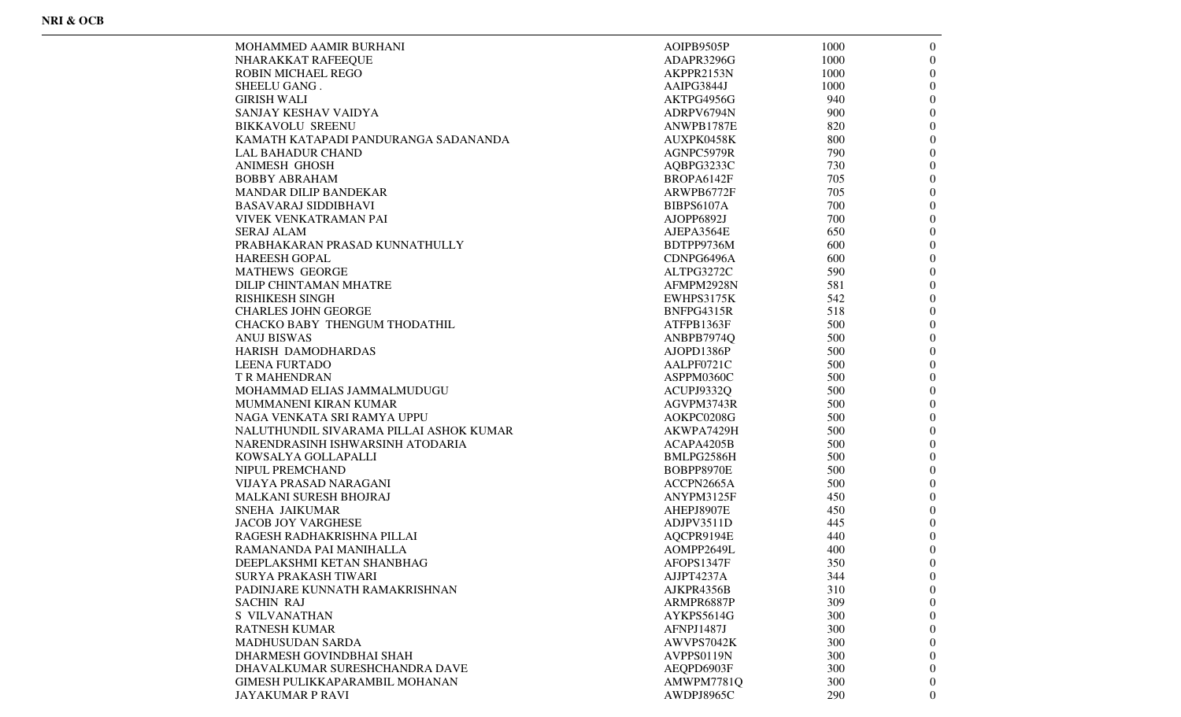**NRI & OCB**

| | | | |
|---|---|---|---|
| MOHAMMED AAMIR BURHANI | AOIPB9505P | 1000 | 0 |
| NHARAKKAT RAFEEQUE | ADAPR3296G | 1000 | 0 |
| ROBIN MICHAEL REGO | AKPPR2153N | 1000 | 0 |
| SHEELU GANG . | AAIPG3844J | 1000 | 0 |
| GIRISH WALI | AKTPG4956G | 940 | 0 |
| SANJAY KESHAV VAIDYA | ADRPV6794N | 900 | 0 |
| BIKKAVOLU SREENU | ANWPB1787E | 820 | 0 |
| KAMATH KATAPADI PANDURANGA SADANANDA | AUXPK0458K | 800 | 0 |
| LAL BAHADUR CHAND | AGNPC5979R | 790 | 0 |
| ANIMESH GHOSH | AQBPG3233C | 730 | 0 |
| BOBBY ABRAHAM | BROPA6142F | 705 | 0 |
| MANDAR DILIP BANDEKAR | ARWPB6772F | 705 | 0 |
| BASAVARAJ SIDDIBHAVI | BIBPS6107A | 700 | 0 |
| VIVEK VENKATRAMAN PAI | AJOPP6892J | 700 | 0 |
| SERAJ ALAM | AJEPA3564E | 650 | 0 |
| PRABHAKARAN PRASAD KUNNATHULLY | BDTPP9736M | 600 | 0 |
| HAREESH GOPAL | CDNPG6496A | 600 | 0 |
| MATHEWS GEORGE | ALTPG3272C | 590 | 0 |
| DILIP CHINTAMAN MHATRE | AFMPM2928N | 581 | 0 |
| RISHIKESH SINGH | EWHPS3175K | 542 | 0 |
| CHARLES JOHN GEORGE | BNFPG4315R | 518 | 0 |
| CHACKO BABY THENGUM THODATHIL | ATFPB1363F | 500 | 0 |
| ANUJ BISWAS | ANBPB7974Q | 500 | 0 |
| HARISH DAMODHARDAS | AJOPD1386P | 500 | 0 |
| LEENA FURTADO | AALPF0721C | 500 | 0 |
| T R MAHENDRAN | ASPPM0360C | 500 | 0 |
| MOHAMMAD ELIAS JAMMALMUDUGU | ACUPJ9332Q | 500 | 0 |
| MUMMANENI KIRAN KUMAR | AGVPM3743R | 500 | 0 |
| NAGA VENKATA SRI RAMYA UPPU | AOKPC0208G | 500 | 0 |
| NALUTHUNDIL SIVARAMA PILLAI ASHOK KUMAR | AKWPA7429H | 500 | 0 |
| NARENDRASINH ISHWARSINH ATODARIA | ACAPA4205B | 500 | 0 |
| KOWSALYA GOLLAPALLI | BMLPG2586H | 500 | 0 |
| NIPUL PREMCHAND | BOBPP8970E | 500 | 0 |
| VIJAYA PRASAD NARAGANI | ACCPN2665A | 500 | 0 |
| MALKANI SURESH BHOJRAJ | ANYPM3125F | 450 | 0 |
| SNEHA JAIKUMAR | AHEPJ8907E | 450 | 0 |
| JACOB JOY VARGHESE | ADJPV3511D | 445 | 0 |
| RAGESH RADHAKRISHNA PILLAI | AQCPR9194E | 440 | 0 |
| RAMANANDA PAI MANIHALLA | AOMPP2649L | 400 | 0 |
| DEEPLAKSHMI KETAN SHANBHAG | AFOPS1347F | 350 | 0 |
| SURYA PRAKASH TIWARI | AJJPT4237A | 344 | 0 |
| PADINJARE KUNNATH RAMAKRISHNAN | AJKPR4356B | 310 | 0 |
| SACHIN RAJ | ARMPR6887P | 309 | 0 |
| S VILVANATHAN | AYKPS5614G | 300 | 0 |
| RATNESH KUMAR | AFNPJ1487J | 300 | 0 |
| MADHUSUDAN SARDA | AWVPS7042K | 300 | 0 |
| DHARMESH GOVINDBHAI SHAH | AVPPS0119N | 300 | 0 |
| DHAVALKUMAR SURESHCHANDRA DAVE | AEQPD6903F | 300 | 0 |
| GIMESH PULIKKAPARAMBIL MOHANAN | AMWPM7781Q | 300 | 0 |
| JAYAKUMAR P RAVI | AWDPJ8965C | 290 | 0 |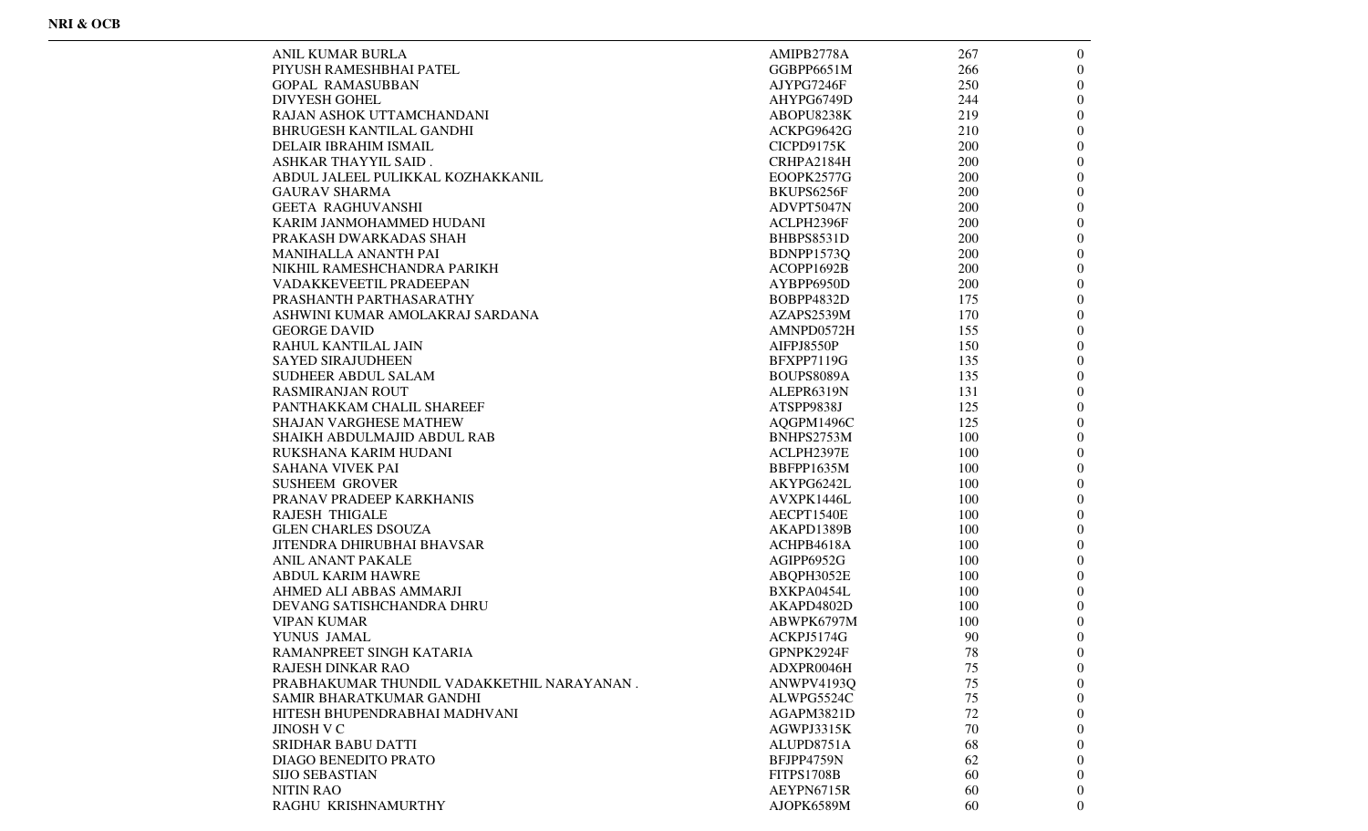**NRI & OCB**

| | | | |
|---|---|---|---|
| ANIL KUMAR BURLA | AMIPB2778A | 267 | 0 |
| PIYUSH RAMESHBHAI PATEL | GGBPP6651M | 266 | 0 |
| GOPAL RAMASUBBAN | AJYPG7246F | 250 | 0 |
| DIVYESH GOHEL | AHYPG6749D | 244 | 0 |
| RAJAN ASHOK UTTAMCHANDANI | ABOPU8238K | 219 | 0 |
| BHRUGESH KANTILAL GANDHI | ACKPG9642G | 210 | 0 |
| DELAIR IBRAHIM ISMAIL | CICPD9175K | 200 | 0 |
| ASHKAR THAYYIL SAID . | CRHPA2184H | 200 | 0 |
| ABDUL JALEEL PULIKKAL KOZHAKKANIL | EOOPK2577G | 200 | 0 |
| GAURAV SHARMA | BKUPS6256F | 200 | 0 |
| GEETA RAGHUVANSHI | ADVPT5047N | 200 | 0 |
| KARIM JANMOHAMMED HUDANI | ACLPH2396F | 200 | 0 |
| PRAKASH DWARKADAS SHAH | BHBPS8531D | 200 | 0 |
| MANIHALLA ANANTH PAI | BDNPP1573Q | 200 | 0 |
| NIKHIL RAMESHCHANDRA PARIKH | ACOPP1692B | 200 | 0 |
| VADAKKEVEETIL PRADEEPAN | AYBPP6950D | 200 | 0 |
| PRASHANTH PARTHASARATHY | BOBPP4832D | 175 | 0 |
| ASHWINI KUMAR AMOLAKRAJ SARDANA | AZAPS2539M | 170 | 0 |
| GEORGE DAVID | AMNPD0572H | 155 | 0 |
| RAHUL KANTILAL JAIN | AIFPJ8550P | 150 | 0 |
| SAYED SIRAJUDHEEN | BFXPP7119G | 135 | 0 |
| SUDHEER ABDUL SALAM | BOUPS8089A | 135 | 0 |
| RASMIRANJAN ROUT | ALEPR6319N | 131 | 0 |
| PANTHAKKAM CHALIL SHAREEF | ATSPP9838J | 125 | 0 |
| SHAJAN VARGHESE MATHEW | AQGPM1496C | 125 | 0 |
| SHAIKH ABDULMAJID ABDUL RAB | BNHPS2753M | 100 | 0 |
| RUKSHANA KARIM HUDANI | ACLPH2397E | 100 | 0 |
| SAHANA VIVEK PAI | BBFPP1635M | 100 | 0 |
| SUSHEEM GROVER | AKYPG6242L | 100 | 0 |
| PRANAV PRADEEP KARKHANIS | AVXPK1446L | 100 | 0 |
| RAJESH THIGALE | AECPT1540E | 100 | 0 |
| GLEN CHARLES DSOUZA | AKAPD1389B | 100 | 0 |
| JITENDRA DHIRUBHAI BHAVSAR | ACHPB4618A | 100 | 0 |
| ANIL ANANT PAKALE | AGIPP6952G | 100 | 0 |
| ABDUL KARIM HAWRE | ABQPH3052E | 100 | 0 |
| AHMED ALI ABBAS AMMARJI | BXKPA0454L | 100 | 0 |
| DEVANG SATISHCHANDRA DHRU | AKAPD4802D | 100 | 0 |
| VIPAN KUMAR | ABWPK6797M | 100 | 0 |
| YUNUS JAMAL | ACKPJ5174G | 90 | 0 |
| RAMANPREET SINGH KATARIA | GPNPK2924F | 78 | 0 |
| RAJESH DINKAR RAO | ADXPR0046H | 75 | 0 |
| PRABHAKUMAR THUNDIL VADAKKETHIL NARAYANAN . | ANWPV4193Q | 75 | 0 |
| SAMIR BHARATKUMAR GANDHI | ALWPG5524C | 75 | 0 |
| HITESH BHUPENDRABHAI MADHVANI | AGAPM3821D | 72 | 0 |
| JINOSH V C | AGWPJ3315K | 70 | 0 |
| SRIDHAR BABU DATTI | ALUPD8751A | 68 | 0 |
| DIAGO BENEDITO PRATO | BFJPP4759N | 62 | 0 |
| SIJO SEBASTIAN | FITPS1708B | 60 | 0 |
| NITIN RAO | AEYPN6715R | 60 | 0 |
| RAGHU KRISHNAMURTHY | AJOPK6589M | 60 | 0 |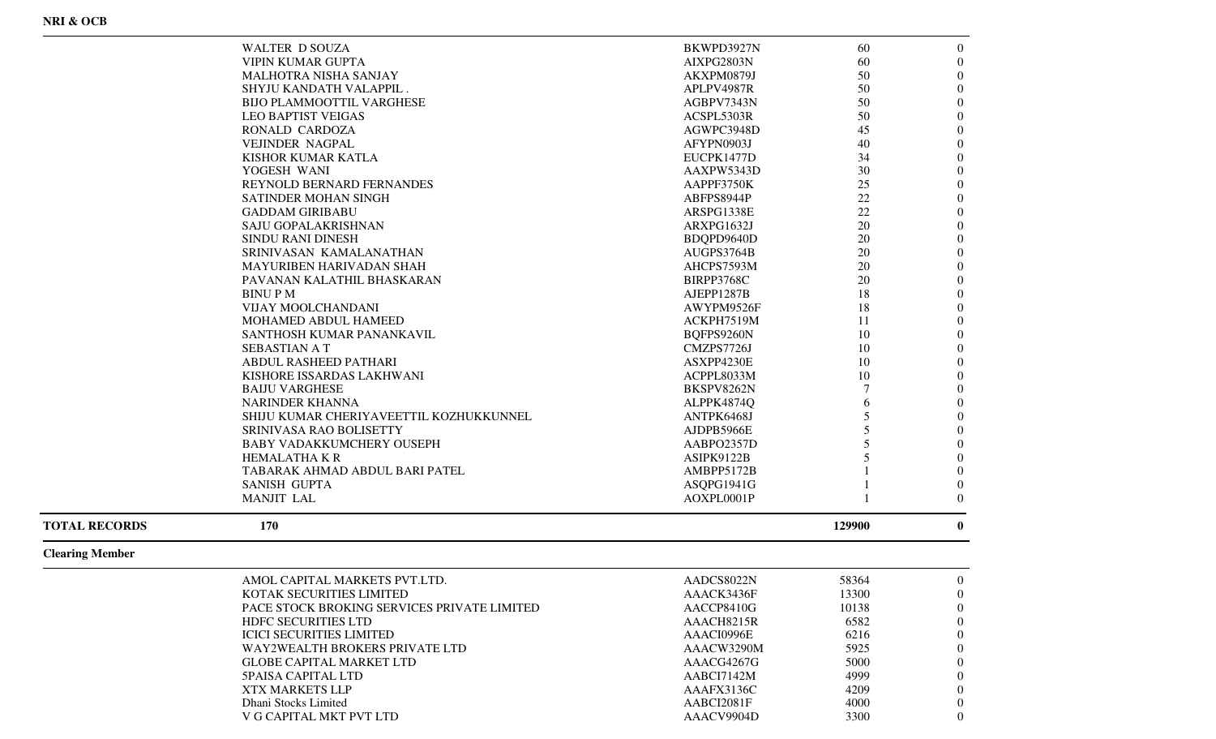**NRI & OCB**

| | Name | PAN | Quantity | |
|---|---|---|---|---|
| | WALTER D SOUZA | BKWPD3927N | 60 | 0 |
| | VIPIN KUMAR GUPTA | AIXPG2803N | 60 | 0 |
| | MALHOTRA NISHA SANJAY | AKXPM0879J | 50 | 0 |
| | SHYJU KANDATH VALAPPIL . | APLPV4987R | 50 | 0 |
| | BIJO PLAMMOOTTIL VARGHESE | AGBPV7343N | 50 | 0 |
| | LEO BAPTIST VEIGAS | ACSPL5303R | 50 | 0 |
| | RONALD CARDOZA | AGWPC3948D | 45 | 0 |
| | VEJINDER NAGPAL | AFYPN0903J | 40 | 0 |
| | KISHOR KUMAR KATLA | EUCPK1477D | 34 | 0 |
| | YOGESH WANI | AAXPW5343D | 30 | 0 |
| | REYNOLD BERNARD FERNANDES | AAPPF3750K | 25 | 0 |
| | SATINDER MOHAN SINGH | ABFPS8944P | 22 | 0 |
| | GADDAM GIRIBABU | ARSPG1338E | 22 | 0 |
| | SAJU GOPALAKRISHNAN | ARXPG1632J | 20 | 0 |
| | SINDU RANI DINESH | BDQPD9640D | 20 | 0 |
| | SRINIVASAN KAMALANATHAN | AUGPS3764B | 20 | 0 |
| | MAYURIBEN HARIVADAN SHAH | AHCPS7593M | 20 | 0 |
| | PAVANAN KALATHIL BHASKARAN | BIRPP3768C | 20 | 0 |
| | BINU P M | AJEPP1287B | 18 | 0 |
| | VIJAY MOOLCHANDANI | AWYPM9526F | 18 | 0 |
| | MOHAMED ABDUL HAMEED | ACKPH7519M | 11 | 0 |
| | SANTHOSH KUMAR PANANKAVIL | BQFPS9260N | 10 | 0 |
| | SEBASTIAN A T | CMZPS7726J | 10 | 0 |
| | ABDUL RASHEED PATHARI | ASXPP4230E | 10 | 0 |
| | KISHORE ISSARDAS LAKHWANI | ACPPL8033M | 10 | 0 |
| | BAIJU VARGHESE | BKSPV8262N | 7 | 0 |
| | NARINDER KHANNA | ALPPK4874Q | 6 | 0 |
| | SHIJU KUMAR CHERIYAVEETTIL KOZHUKKUNNEL | ANTPK6468J | 5 | 0 |
| | SRINIVASA RAO BOLISETTY | AJDPB5966E | 5 | 0 |
| | BABY VADAKKUMCHERY OUSEPH | AABPO2357D | 5 | 0 |
| | HEMALATHA K R | ASIPK9122B | 5 | 0 |
| | TABARAK AHMAD ABDUL BARI PATEL | AMBPP5172B | 1 | 0 |
| | SANISH GUPTA | ASQPG1941G | 1 | 0 |
| | MANJIT LAL | AOXPL0001P | 1 | 0 |
| **TOTAL RECORDS** | **170** | | **129900** | **0** |

**Clearing Member**

| | Name | PAN | Quantity | |
|---|---|---|---|---|
| | AMOL CAPITAL MARKETS PVT.LTD. | AADCS8022N | 58364 | 0 |
| | KOTAK SECURITIES LIMITED | AAACK3436F | 13300 | 0 |
| | PACE STOCK BROKING SERVICES PRIVATE LIMITED | AACCP8410G | 10138 | 0 |
| | HDFC SECURITIES LTD | AAACH8215R | 6582 | 0 |
| | ICICI SECURITIES LIMITED | AAACI0996E | 6216 | 0 |
| | WAY2WEALTH BROKERS PRIVATE LTD | AAACW3290M | 5925 | 0 |
| | GLOBE CAPITAL MARKET LTD | AAACG4267G | 5000 | 0 |
| | 5PAISA CAPITAL LTD | AABCI7142M | 4999 | 0 |
| | XTX MARKETS LLP | AAAFX3136C | 4209 | 0 |
| | Dhani Stocks Limited | AABCI2081F | 4000 | 0 |
| | V G CAPITAL MKT PVT LTD | AAACV9904D | 3300 | 0 |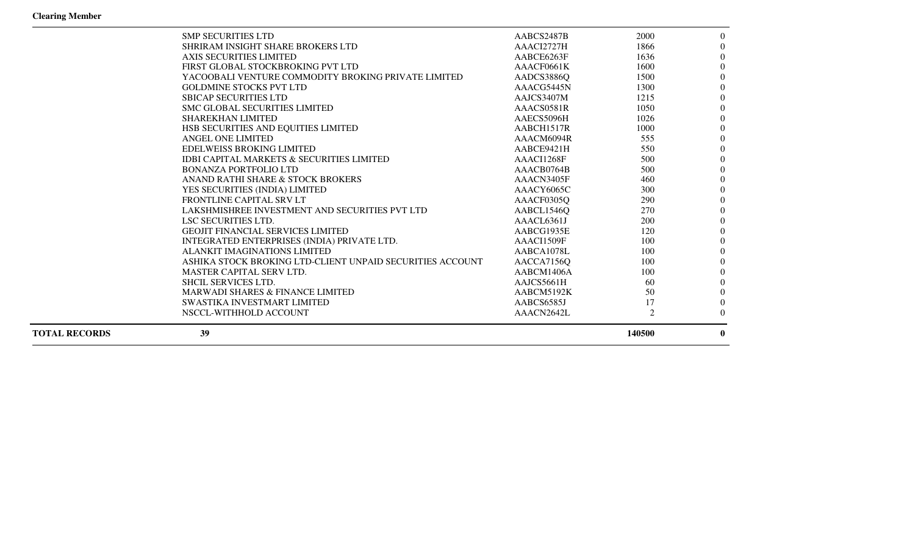**Clearing Member**

| | | | | |
|---|---|---|---|---|
| | SMP SECURITIES LTD | AABCS2487B | 2000 | 0 |
| | SHRIRAM INSIGHT SHARE BROKERS LTD | AAACI2727H | 1866 | 0 |
| | AXIS SECURITIES LIMITED | AABCE6263F | 1636 | 0 |
| | FIRST GLOBAL STOCKBROKING PVT LTD | AAACF0661K | 1600 | 0 |
| | YACOOBALI VENTURE COMMODITY BROKING PRIVATE LIMITED | AADCS3886Q | 1500 | 0 |
| | GOLDMINE STOCKS PVT LTD | AAACG5445N | 1300 | 0 |
| | SBICAP SECURITIES LTD | AAJCS3407M | 1215 | 0 |
| | SMC GLOBAL SECURITIES LIMITED | AAACS0581R | 1050 | 0 |
| | SHAREKHAN LIMITED | AAECS5096H | 1026 | 0 |
| | HSB SECURITIES AND EQUITIES LIMITED | AABCH1517R | 1000 | 0 |
| | ANGEL ONE LIMITED | AAACM6094R | 555 | 0 |
| | EDELWEISS BROKING LIMITED | AABCE9421H | 550 | 0 |
| | IDBI CAPITAL MARKETS & SECURITIES LIMITED | AAACI1268F | 500 | 0 |
| | BONANZA PORTFOLIO LTD | AAACB0764B | 500 | 0 |
| | ANAND RATHI SHARE & STOCK BROKERS | AAACN3405F | 460 | 0 |
| | YES SECURITIES (INDIA) LIMITED | AAACY6065C | 300 | 0 |
| | FRONTLINE CAPITAL SRV LT | AAACF0305Q | 290 | 0 |
| | LAKSHMISHREE INVESTMENT AND SECURITIES PVT LTD | AABCL1546Q | 270 | 0 |
| | LSC SECURITIES LTD. | AAACL6361J | 200 | 0 |
| | GEOJIT FINANCIAL SERVICES LIMITED | AABCG1935E | 120 | 0 |
| | INTEGRATED ENTERPRISES (INDIA) PRIVATE LTD. | AAACI1509F | 100 | 0 |
| | ALANKIT IMAGINATIONS LIMITED | AABCA1078L | 100 | 0 |
| | ASHIKA STOCK BROKING LTD-CLIENT UNPAID SECURITIES ACCOUNT | AACCA7156Q | 100 | 0 |
| | MASTER CAPITAL SERV LTD. | AABCM1406A | 100 | 0 |
| | SHCIL SERVICES LTD. | AAJCS5661H | 60 | 0 |
| | MARWADI SHARES & FINANCE LIMITED | AABCM5192K | 50 | 0 |
| | SWASTIKA INVESTMART LIMITED | AABCS6585J | 17 | 0 |
| | NSCCL-WITHHOLD ACCOUNT | AAACN2642L | 2 | 0 |
| **TOTAL RECORDS** | **39** | | **140500** | **0** |